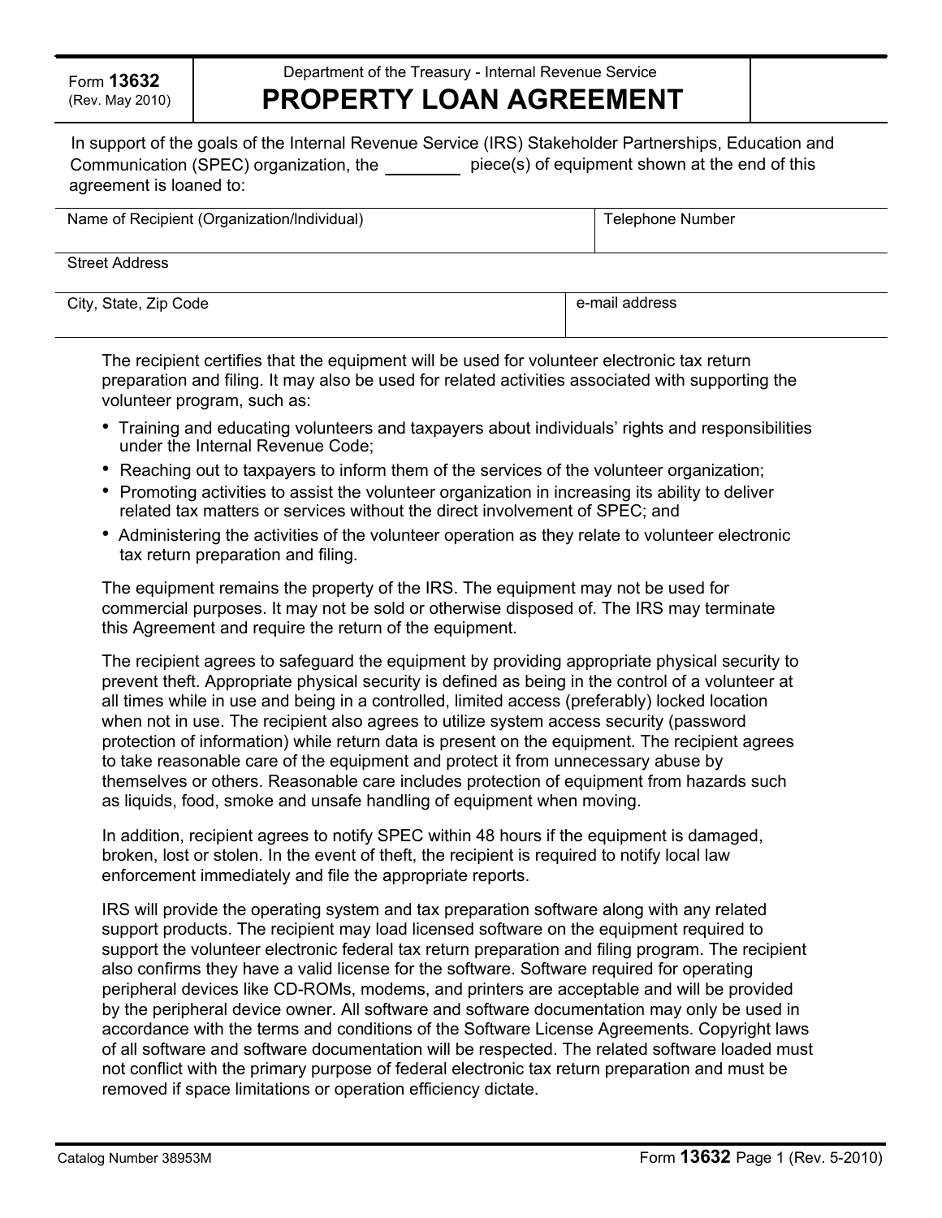Form **13632** (Rev. May 2010)

Department of the Treasury - Internal Revenue Service

# PROPERTY LOAN AGREEMENT

In support of the goals of the Internal Revenue Service (IRS) Stakeholder Partnerships, Education and Communication (SPEC) organization, the ________ piece(s) of equipment shown at the end of this agreement is loaned to:

| Name of Recipient (Organization/Individual) | Telephone Number |
| --- | --- |
| Street Address | |
| City, State, Zip Code | e-mail address |

The recipient certifies that the equipment will be used for volunteer electronic tax return preparation and filing. It may also be used for related activities associated with supporting the volunteer program, such as:

- Training and educating volunteers and taxpayers about individuals' rights and responsibilities under the Internal Revenue Code;
- Reaching out to taxpayers to inform them of the services of the volunteer organization;
- Promoting activities to assist the volunteer organization in increasing its ability to deliver related tax matters or services without the direct involvement of SPEC; and
- Administering the activities of the volunteer operation as they relate to volunteer electronic tax return preparation and filing.

The equipment remains the property of the IRS. The equipment may not be used for commercial purposes. It may not be sold or otherwise disposed of. The IRS may terminate this Agreement and require the return of the equipment.

The recipient agrees to safeguard the equipment by providing appropriate physical security to prevent theft. Appropriate physical security is defined as being in the control of a volunteer at all times while in use and being in a controlled, limited access (preferably) locked location when not in use. The recipient also agrees to utilize system access security (password protection of information) while return data is present on the equipment. The recipient agrees to take reasonable care of the equipment and protect it from unnecessary abuse by themselves or others. Reasonable care includes protection of equipment from hazards such as liquids, food, smoke and unsafe handling of equipment when moving.

In addition, recipient agrees to notify SPEC within 48 hours if the equipment is damaged, broken, lost or stolen. In the event of theft, the recipient is required to notify local law enforcement immediately and file the appropriate reports.

IRS will provide the operating system and tax preparation software along with any related support products. The recipient may load licensed software on the equipment required to support the volunteer electronic federal tax return preparation and filing program. The recipient also confirms they have a valid license for the software. Software required for operating peripheral devices like CD-ROMs, modems, and printers are acceptable and will be provided by the peripheral device owner. All software and software documentation may only be used in accordance with the terms and conditions of the Software License Agreements. Copyright laws of all software and software documentation will be respected. The related software loaded must not conflict with the primary purpose of federal electronic tax return preparation and must be removed if space limitations or operation efficiency dictate.

Catalog Number 38953M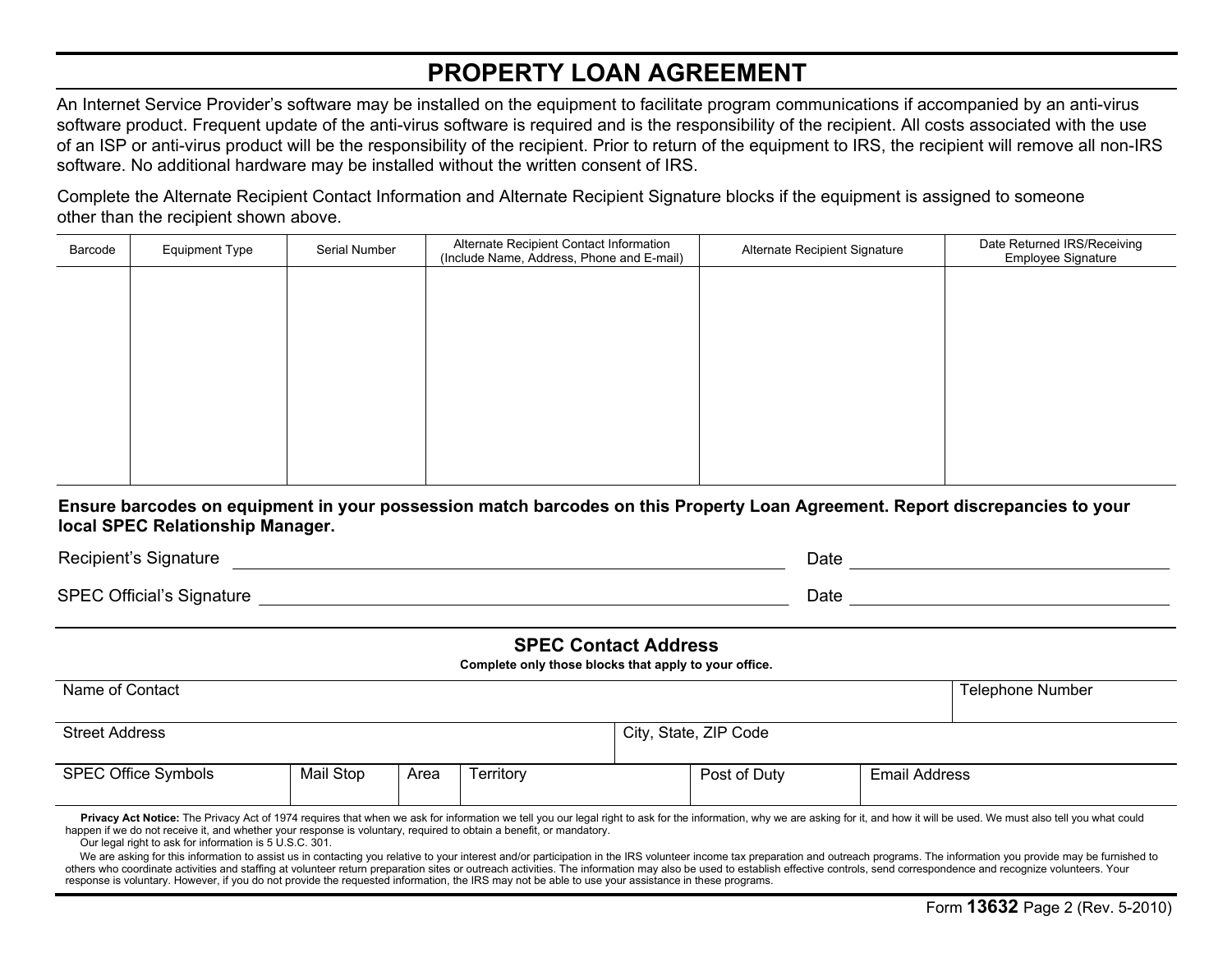# PROPERTY LOAN AGREEMENT

An Internet Service Provider's software may be installed on the equipment to facilitate program communications if accompanied by an anti-virus software product. Frequent update of the anti-virus software is required and is the responsibility of the recipient. All costs associated with the use of an ISP or anti-virus product will be the responsibility of the recipient. Prior to return of the equipment to IRS, the recipient will remove all non-IRS software. No additional hardware may be installed without the written consent of IRS.

Complete the Alternate Recipient Contact Information and Alternate Recipient Signature blocks if the equipment is assigned to someone other than the recipient shown above.

| Barcode | Equipment Type | Serial Number | Alternate Recipient Contact Information (Include Name, Address, Phone and E-mail) | Alternate Recipient Signature | Date Returned IRS/Receiving Employee Signature |
|---|---|---|---|---|---|
| | | | | | |

**Ensure barcodes on equipment in your possession match barcodes on this Property Loan Agreement. Report discrepancies to your local SPEC Relationship Manager.**

Recipient's Signature ____________________ Date ____________

SPEC Official's Signature ____________________ Date ____________

## SPEC Contact Address

**Complete only those blocks that apply to your office.**

| Name of Contact | | | | | | Telephone Number |
|---|---|---|---|---|---|---|
| Street Address | | | City, State, ZIP Code | | | |
| SPEC Office Symbols | Mail Stop | Area | Territory | Post of Duty | Email Address | |

**Privacy Act Notice:** The Privacy Act of 1974 requires that when we ask for information we tell you our legal right to ask for the information, why we are asking for it, and how it will be used. We must also tell you what could happen if we do not receive it, and whether your response is voluntary, required to obtain a benefit, or mandatory.

Our legal right to ask for information is 5 U.S.C. 301.

We are asking for this information to assist us in contacting you relative to your interest and/or participation in the IRS volunteer income tax preparation and outreach programs. The information you provide may be furnished to others who coordinate activities and staffing at volunteer return preparation sites or outreach activities. The information may also be used to establish effective controls, send correspondence and recognize volunteers. Your response is voluntary. However, if you do not provide the requested information, the IRS may not be able to use your assistance in these programs.

Form **13632** Page 2 (Rev. 5-2010)